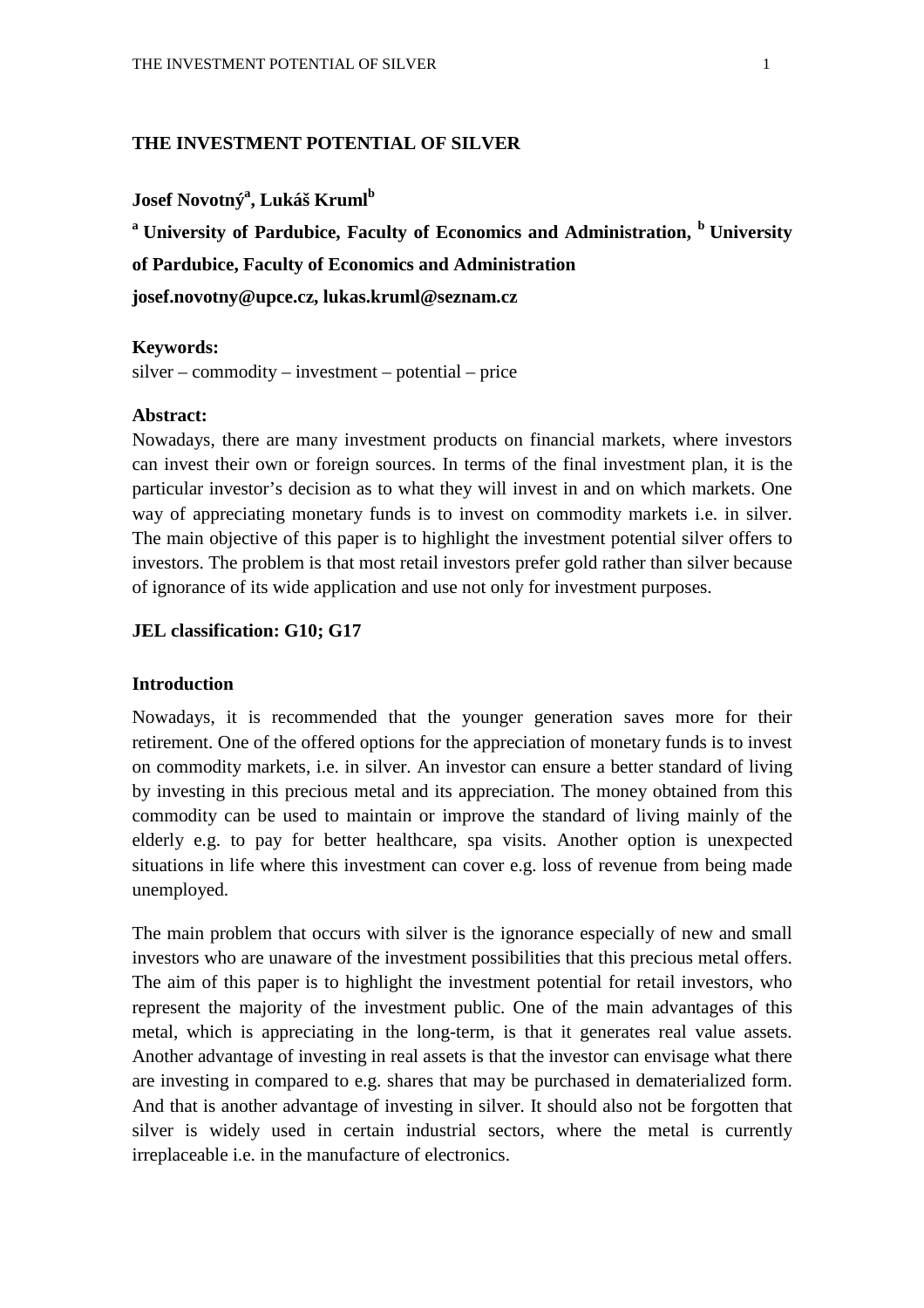# THE INVESTMENT POTENTIAL OF SILVER

**Josef Novotný[a], Lukáš Kruml[b]**

**[a] University of Pardubice, Faculty of Economics and Administration, [b] University of Pardubice, Faculty of Economics and Administration**

**josef.novotny@upce.cz, lukas.kruml@seznam.cz**

**Keywords:**
silver – commodity – investment – potential – price

**Abstract:**
Nowadays, there are many investment products on financial markets, where investors can invest their own or foreign sources. In terms of the final investment plan, it is the particular investor's decision as to what they will invest in and on which markets. One way of appreciating monetary funds is to invest on commodity markets i.e. in silver. The main objective of this paper is to highlight the investment potential silver offers to investors. The problem is that most retail investors prefer gold rather than silver because of ignorance of its wide application and use not only for investment purposes.

**JEL classification: G10; G17**

## Introduction

Nowadays, it is recommended that the younger generation saves more for their retirement. One of the offered options for the appreciation of monetary funds is to invest on commodity markets, i.e. in silver. An investor can ensure a better standard of living by investing in this precious metal and its appreciation. The money obtained from this commodity can be used to maintain or improve the standard of living mainly of the elderly e.g. to pay for better healthcare, spa visits. Another option is unexpected situations in life where this investment can cover e.g. loss of revenue from being made unemployed.

The main problem that occurs with silver is the ignorance especially of new and small investors who are unaware of the investment possibilities that this precious metal offers. The aim of this paper is to highlight the investment potential for retail investors, who represent the majority of the investment public. One of the main advantages of this metal, which is appreciating in the long-term, is that it generates real value assets. Another advantage of investing in real assets is that the investor can envisage what there are investing in compared to e.g. shares that may be purchased in dematerialized form. And that is another advantage of investing in silver. It should also not be forgotten that silver is widely used in certain industrial sectors, where the metal is currently irreplaceable i.e. in the manufacture of electronics.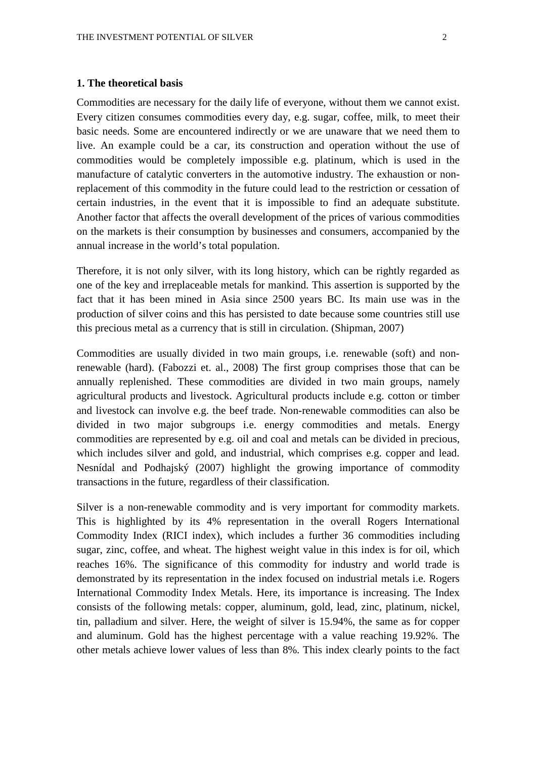## 1. The theoretical basis

Commodities are necessary for the daily life of everyone, without them we cannot exist. Every citizen consumes commodities every day, e.g. sugar, coffee, milk, to meet their basic needs. Some are encountered indirectly or we are unaware that we need them to live. An example could be a car, its construction and operation without the use of commodities would be completely impossible e.g. platinum, which is used in the manufacture of catalytic converters in the automotive industry. The exhaustion or non-replacement of this commodity in the future could lead to the restriction or cessation of certain industries, in the event that it is impossible to find an adequate substitute. Another factor that affects the overall development of the prices of various commodities on the markets is their consumption by businesses and consumers, accompanied by the annual increase in the world's total population.

Therefore, it is not only silver, with its long history, which can be rightly regarded as one of the key and irreplaceable metals for mankind. This assertion is supported by the fact that it has been mined in Asia since 2500 years BC. Its main use was in the production of silver coins and this has persisted to date because some countries still use this precious metal as a currency that is still in circulation. (Shipman, 2007)

Commodities are usually divided in two main groups, i.e. renewable (soft) and non-renewable (hard). (Fabozzi et. al., 2008) The first group comprises those that can be annually replenished. These commodities are divided in two main groups, namely agricultural products and livestock. Agricultural products include e.g. cotton or timber and livestock can involve e.g. the beef trade. Non-renewable commodities can also be divided in two major subgroups i.e. energy commodities and metals. Energy commodities are represented by e.g. oil and coal and metals can be divided in precious, which includes silver and gold, and industrial, which comprises e.g. copper and lead. Nesnídal and Podhajský (2007) highlight the growing importance of commodity transactions in the future, regardless of their classification.

Silver is a non-renewable commodity and is very important for commodity markets. This is highlighted by its 4% representation in the overall Rogers International Commodity Index (RICI index), which includes a further 36 commodities including sugar, zinc, coffee, and wheat. The highest weight value in this index is for oil, which reaches 16%. The significance of this commodity for industry and world trade is demonstrated by its representation in the index focused on industrial metals i.e. Rogers International Commodity Index Metals. Here, its importance is increasing. The Index consists of the following metals: copper, aluminum, gold, lead, zinc, platinum, nickel, tin, palladium and silver. Here, the weight of silver is 15.94%, the same as for copper and aluminum. Gold has the highest percentage with a value reaching 19.92%. The other metals achieve lower values of less than 8%. This index clearly points to the fact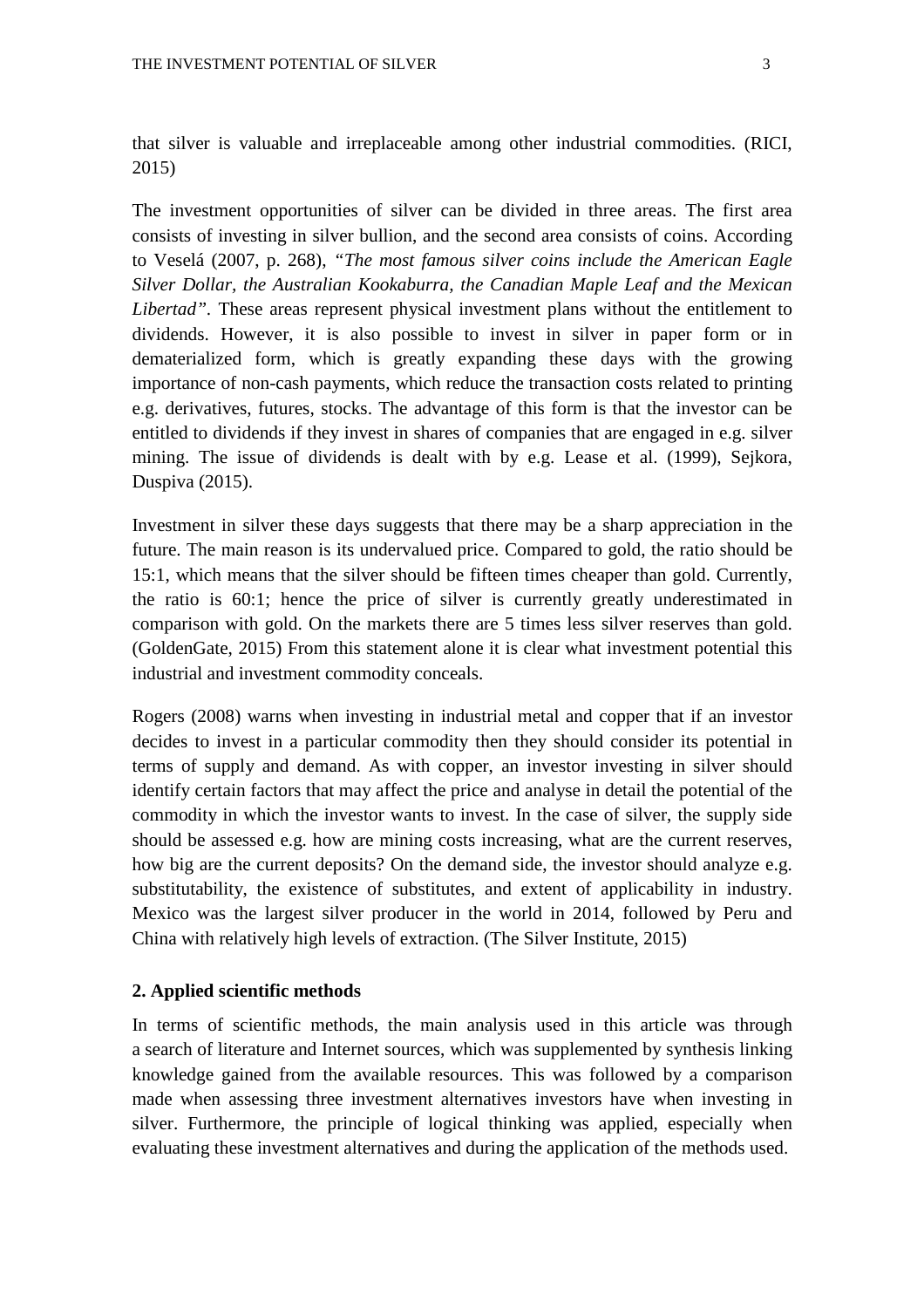that silver is valuable and irreplaceable among other industrial commodities. (RICI, 2015)

The investment opportunities of silver can be divided in three areas. The first area consists of investing in silver bullion, and the second area consists of coins. According to Veselá (2007, p. 268), *"The most famous silver coins include the American Eagle Silver Dollar, the Australian Kookaburra, the Canadian Maple Leaf and the Mexican Libertad"*. These areas represent physical investment plans without the entitlement to dividends. However, it is also possible to invest in silver in paper form or in dematerialized form, which is greatly expanding these days with the growing importance of non-cash payments, which reduce the transaction costs related to printing e.g. derivatives, futures, stocks. The advantage of this form is that the investor can be entitled to dividends if they invest in shares of companies that are engaged in e.g. silver mining. The issue of dividends is dealt with by e.g. Lease et al. (1999), Sejkora, Duspiva (2015).

Investment in silver these days suggests that there may be a sharp appreciation in the future. The main reason is its undervalued price. Compared to gold, the ratio should be 15:1, which means that the silver should be fifteen times cheaper than gold. Currently, the ratio is 60:1; hence the price of silver is currently greatly underestimated in comparison with gold. On the markets there are 5 times less silver reserves than gold. (GoldenGate, 2015) From this statement alone it is clear what investment potential this industrial and investment commodity conceals.

Rogers (2008) warns when investing in industrial metal and copper that if an investor decides to invest in a particular commodity then they should consider its potential in terms of supply and demand. As with copper, an investor investing in silver should identify certain factors that may affect the price and analyse in detail the potential of the commodity in which the investor wants to invest. In the case of silver, the supply side should be assessed e.g. how are mining costs increasing, what are the current reserves, how big are the current deposits? On the demand side, the investor should analyze e.g. substitutability, the existence of substitutes, and extent of applicability in industry. Mexico was the largest silver producer in the world in 2014, followed by Peru and China with relatively high levels of extraction. (The Silver Institute, 2015)

## 2. Applied scientific methods

In terms of scientific methods, the main analysis used in this article was through a search of literature and Internet sources, which was supplemented by synthesis linking knowledge gained from the available resources. This was followed by a comparison made when assessing three investment alternatives investors have when investing in silver. Furthermore, the principle of logical thinking was applied, especially when evaluating these investment alternatives and during the application of the methods used.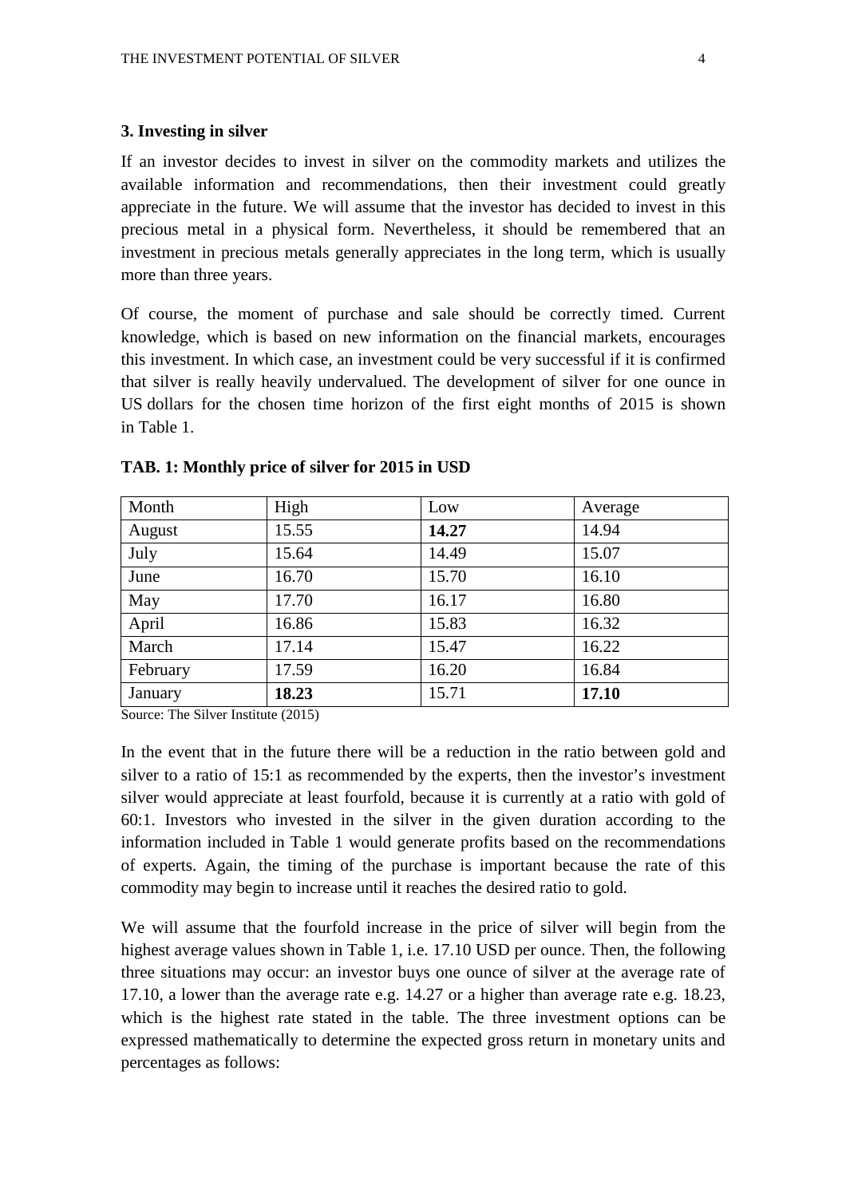### 3. Investing in silver

If an investor decides to invest in silver on the commodity markets and utilizes the available information and recommendations, then their investment could greatly appreciate in the future. We will assume that the investor has decided to invest in this precious metal in a physical form. Nevertheless, it should be remembered that an investment in precious metals generally appreciates in the long term, which is usually more than three years.

Of course, the moment of purchase and sale should be correctly timed. Current knowledge, which is based on new information on the financial markets, encourages this investment. In which case, an investment could be very successful if it is confirmed that silver is really heavily undervalued. The development of silver for one ounce in US dollars for the chosen time horizon of the first eight months of 2015 is shown in Table 1.

**TAB. 1: Monthly price of silver for 2015 in USD**

| Month | High | Low | Average |
|---|---|---|---|
| August | 15.55 | **14.27** | 14.94 |
| July | 15.64 | 14.49 | 15.07 |
| June | 16.70 | 15.70 | 16.10 |
| May | 17.70 | 16.17 | 16.80 |
| April | 16.86 | 15.83 | 16.32 |
| March | 17.14 | 15.47 | 16.22 |
| February | 17.59 | 16.20 | 16.84 |
| January | **18.23** | 15.71 | **17.10** |

Source: The Silver Institute (2015)

In the event that in the future there will be a reduction in the ratio between gold and silver to a ratio of 15:1 as recommended by the experts, then the investor's investment silver would appreciate at least fourfold, because it is currently at a ratio with gold of 60:1. Investors who invested in the silver in the given duration according to the information included in Table 1 would generate profits based on the recommendations of experts. Again, the timing of the purchase is important because the rate of this commodity may begin to increase until it reaches the desired ratio to gold.

We will assume that the fourfold increase in the price of silver will begin from the highest average values shown in Table 1, i.e. 17.10 USD per ounce. Then, the following three situations may occur: an investor buys one ounce of silver at the average rate of 17.10, a lower than the average rate e.g. 14.27 or a higher than average rate e.g. 18.23, which is the highest rate stated in the table. The three investment options can be expressed mathematically to determine the expected gross return in monetary units and percentages as follows: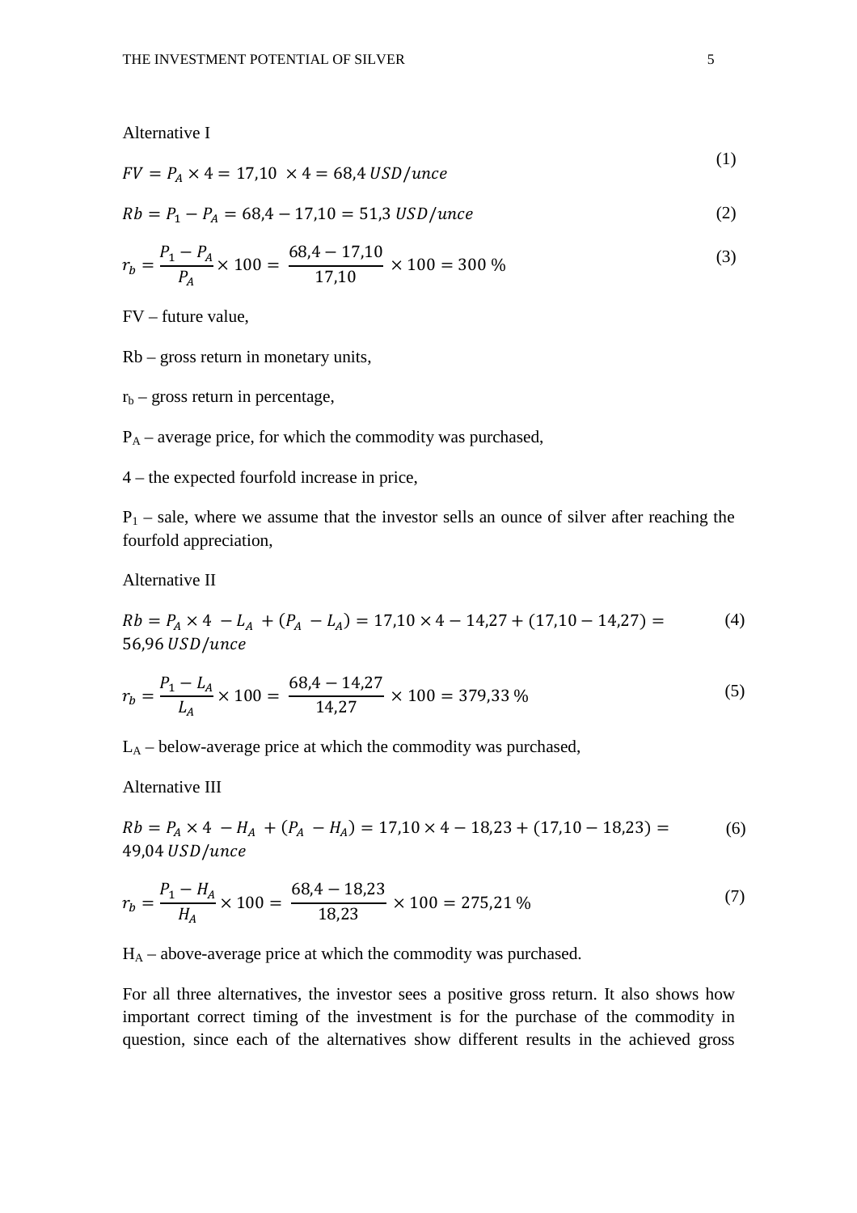Alternative I

$$FV = P_A \times 4 = 17{,}10 \ \times 4 = 68{,}4 \ USD/unce \tag{1}$$

$$Rb = P_1 - P_A = 68{,}4 - 17{,}10 = 51{,}3 \ USD/unce \tag{2}$$

$$r_b = \frac{P_1 - P_A}{P_A} \times 100 = \frac{68{,}4 - 17{,}10}{17{,}10} \times 100 = 300 \ \% \tag{3}$$

FV – future value,

Rb – gross return in monetary units,

$r_b$ – gross return in percentage,

$P_A$ – average price, for which the commodity was purchased,

4 – the expected fourfold increase in price,

$P_1$ – sale, where we assume that the investor sells an ounce of silver after reaching the fourfold appreciation,

Alternative II

$$Rb = P_A \times 4 \ - L_A \ + (P_A \ - L_A) = 17{,}10 \times 4 - 14{,}27 + (17{,}10 - 14{,}27) = 56{,}96 \ USD/unce \tag{4}$$

$$r_b = \frac{P_1 - L_A}{L_A} \times 100 = \frac{68{,}4 - 14{,}27}{14{,}27} \times 100 = 379{,}33 \ \% \tag{5}$$

$L_A$ – below-average price at which the commodity was purchased,

Alternative III

$$Rb = P_A \times 4 \ - H_A \ + (P_A \ - H_A) = 17{,}10 \times 4 - 18{,}23 + (17{,}10 - 18{,}23) = 49{,}04 \ USD/unce \tag{6}$$

$$r_b = \frac{P_1 - H_A}{H_A} \times 100 = \frac{68{,}4 - 18{,}23}{18{,}23} \times 100 = 275{,}21 \ \% \tag{7}$$

$H_A$ – above-average price at which the commodity was purchased.

For all three alternatives, the investor sees a positive gross return. It also shows how important correct timing of the investment is for the purchase of the commodity in question, since each of the alternatives show different results in the achieved gross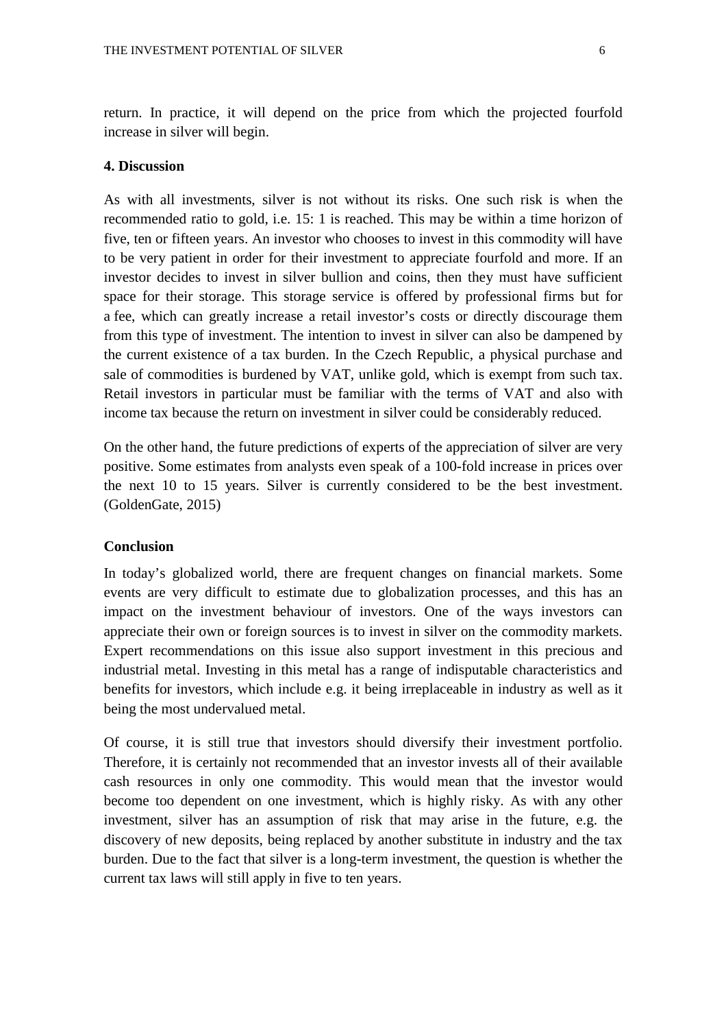return. In practice, it will depend on the price from which the projected fourfold increase in silver will begin.

### 4. Discussion

As with all investments, silver is not without its risks. One such risk is when the recommended ratio to gold, i.e. 15: 1 is reached. This may be within a time horizon of five, ten or fifteen years. An investor who chooses to invest in this commodity will have to be very patient in order for their investment to appreciate fourfold and more. If an investor decides to invest in silver bullion and coins, then they must have sufficient space for their storage. This storage service is offered by professional firms but for a fee, which can greatly increase a retail investor's costs or directly discourage them from this type of investment. The intention to invest in silver can also be dampened by the current existence of a tax burden. In the Czech Republic, a physical purchase and sale of commodities is burdened by VAT, unlike gold, which is exempt from such tax. Retail investors in particular must be familiar with the terms of VAT and also with income tax because the return on investment in silver could be considerably reduced.

On the other hand, the future predictions of experts of the appreciation of silver are very positive. Some estimates from analysts even speak of a 100-fold increase in prices over the next 10 to 15 years. Silver is currently considered to be the best investment. (GoldenGate, 2015)

### Conclusion

In today's globalized world, there are frequent changes on financial markets. Some events are very difficult to estimate due to globalization processes, and this has an impact on the investment behaviour of investors. One of the ways investors can appreciate their own or foreign sources is to invest in silver on the commodity markets. Expert recommendations on this issue also support investment in this precious and industrial metal. Investing in this metal has a range of indisputable characteristics and benefits for investors, which include e.g. it being irreplaceable in industry as well as it being the most undervalued metal.

Of course, it is still true that investors should diversify their investment portfolio. Therefore, it is certainly not recommended that an investor invests all of their available cash resources in only one commodity. This would mean that the investor would become too dependent on one investment, which is highly risky. As with any other investment, silver has an assumption of risk that may arise in the future, e.g. the discovery of new deposits, being replaced by another substitute in industry and the tax burden. Due to the fact that silver is a long-term investment, the question is whether the current tax laws will still apply in five to ten years.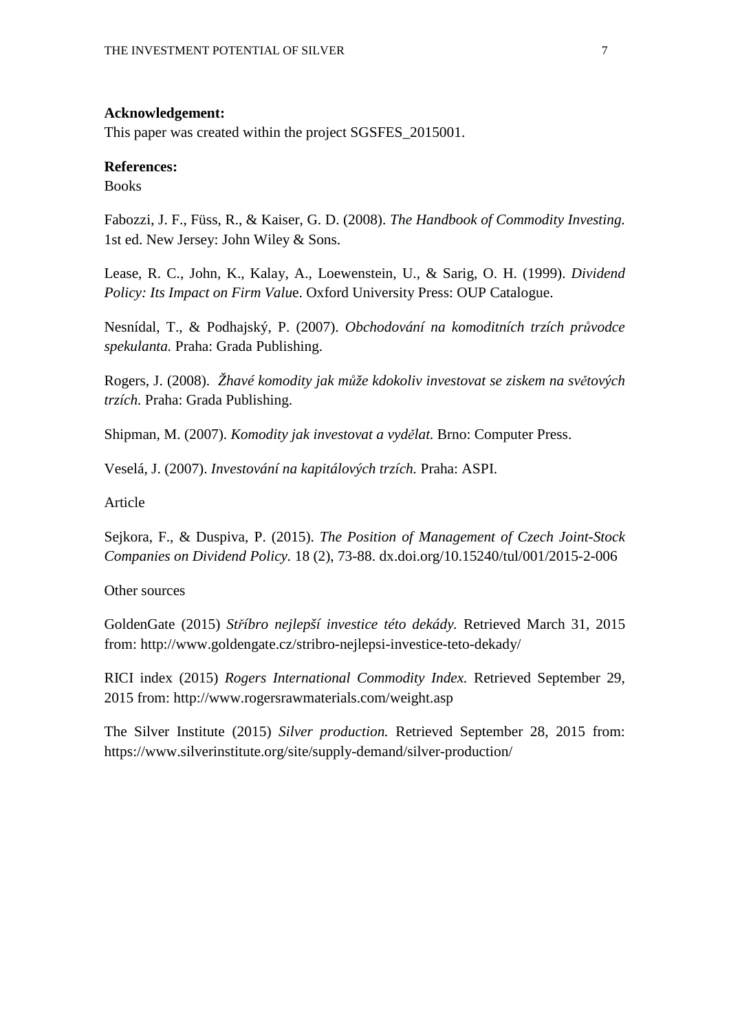**Acknowledgement:**

This paper was created within the project SGSFES_2015001.

**References:**

Books

Fabozzi, J. F., Füss, R., & Kaiser, G. D. (2008). *The Handbook of Commodity Investing.* 1st ed. New Jersey: John Wiley & Sons.

Lease, R. C., John, K., Kalay, A., Loewenstein, U., & Sarig, O. H. (1999). *Dividend Policy: Its Impact on Firm Valu*e. Oxford University Press: OUP Catalogue.

Nesnídal, T., & Podhajský, P. (2007). *Obchodování na komoditních trzích průvodce spekulanta.* Praha: Grada Publishing.

Rogers, J. (2008). *Žhavé komodity jak může kdokoliv investovat se ziskem na světových trzích.* Praha: Grada Publishing.

Shipman, M. (2007). *Komodity jak investovat a vydělat.* Brno: Computer Press.

Veselá, J. (2007). *Investování na kapitálových trzích.* Praha: ASPI.

Article

Sejkora, F., & Duspiva, P. (2015). *The Position of Management of Czech Joint-Stock Companies on Dividend Policy.* 18 (2), 73-88. dx.doi.org/10.15240/tul/001/2015-2-006

Other sources

GoldenGate (2015) *Stříbro nejlepší investice této dekády.* Retrieved March 31, 2015 from: http://www.goldengate.cz/stribro-nejlepsi-investice-teto-dekady/

RICI index (2015) *Rogers International Commodity Index.* Retrieved September 29, 2015 from: http://www.rogersrawmaterials.com/weight.asp

The Silver Institute (2015) *Silver production.* Retrieved September 28, 2015 from: https://www.silverinstitute.org/site/supply-demand/silver-production/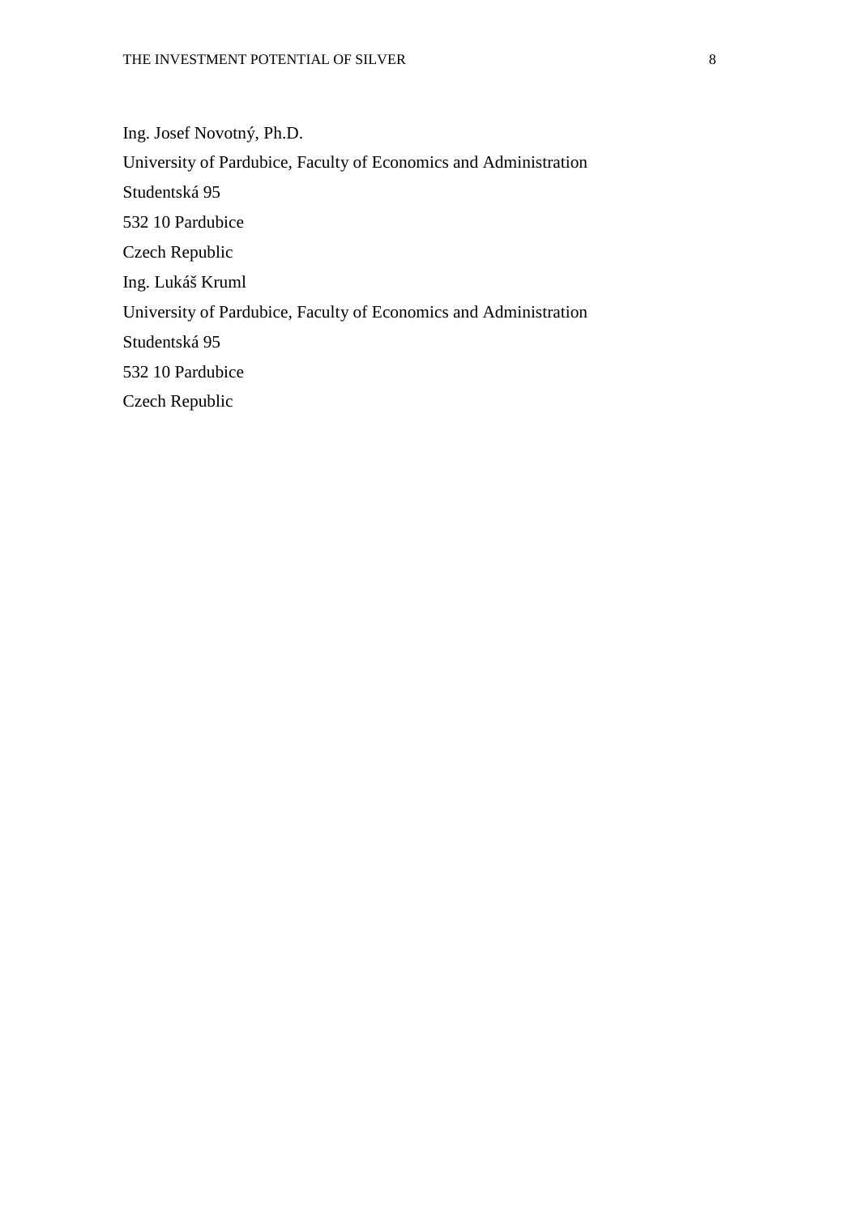Ing. Josef Novotný, Ph.D.

University of Pardubice, Faculty of Economics and Administration

Studentská 95

532 10 Pardubice

Czech Republic

Ing. Lukáš Kruml

University of Pardubice, Faculty of Economics and Administration

Studentská 95

532 10 Pardubice

Czech Republic